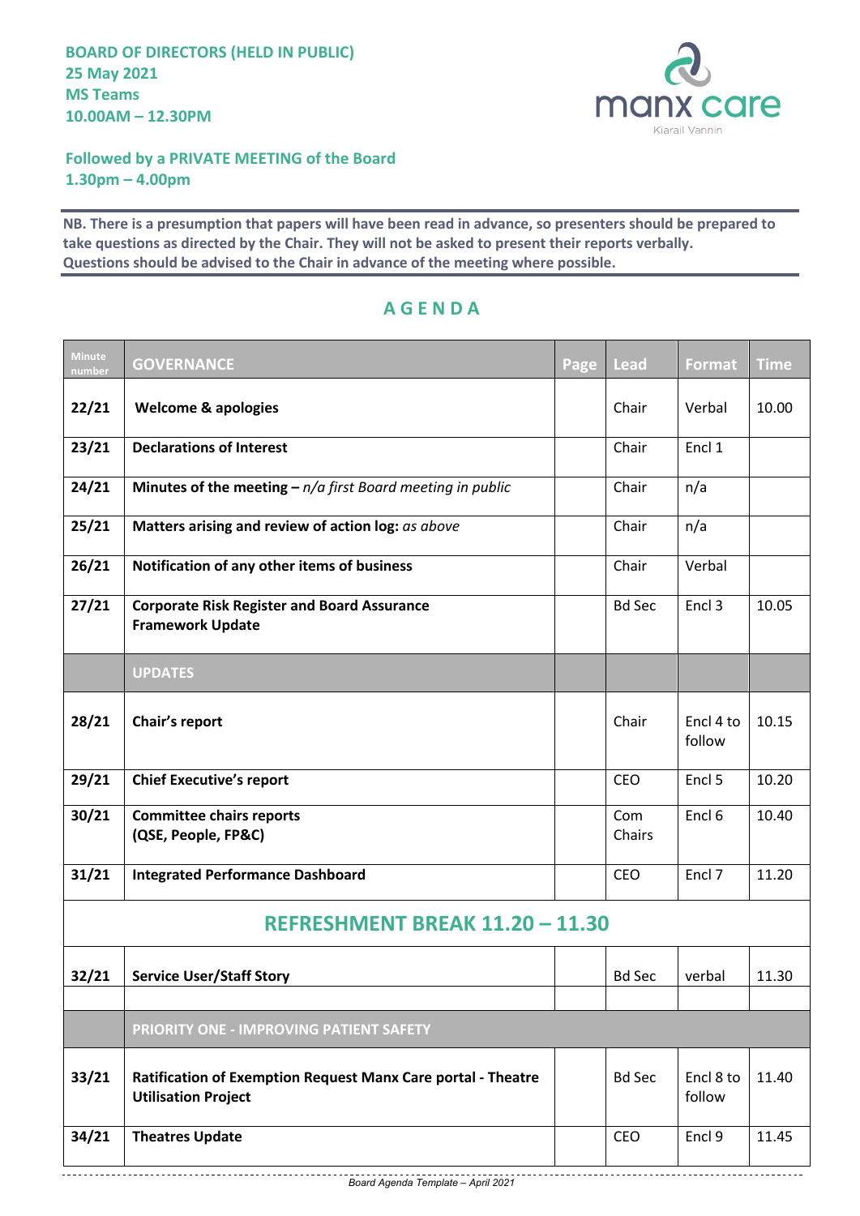**BOARD OF DIRECTORS (HELD IN PUBLIC)**
**25 May 2021**
**MS Teams**
**10.00AM – 12.30PM**

**Followed by a PRIVATE MEETING of the Board**
**1.30pm – 4.00pm**

**NB. There is a presumption that papers will have been read in advance, so presenters should be prepared to take questions as directed by the Chair. They will not be asked to present their reports verbally. Questions should be advised to the Chair in advance of the meeting where possible.**

## AGENDA

| Minute number | GOVERNANCE | Page | Lead | Format | Time |
|---|---|---|---|---|---|
| **22/21** | **Welcome & apologies** | | Chair | Verbal | 10.00 |
| **23/21** | **Declarations of Interest** | | Chair | Encl 1 | |
| **24/21** | **Minutes of the meeting –** *n/a first Board meeting in public* | | Chair | n/a | |
| **25/21** | **Matters arising and review of action log:** *as above* | | Chair | n/a | |
| **26/21** | **Notification of any other items of business** | | Chair | Verbal | |
| **27/21** | **Corporate Risk Register and Board Assurance Framework Update** | | Bd Sec | Encl 3 | 10.05 |
| | **UPDATES** | | | | |
| **28/21** | **Chair's report** | | Chair | Encl 4 to follow | 10.15 |
| **29/21** | **Chief Executive's report** | | CEO | Encl 5 | 10.20 |
| **30/21** | **Committee chairs reports (QSE, People, FP&C)** | | Com Chairs | Encl 6 | 10.40 |
| **31/21** | **Integrated Performance Dashboard** | | CEO | Encl 7 | 11.20 |
| | **REFRESHMENT BREAK 11.20 – 11.30** | | | | |
| **32/21** | **Service User/Staff Story** | | Bd Sec | verbal | 11.30 |
| | | | | | |
| | **PRIORITY ONE - IMPROVING PATIENT SAFETY** | | | | |
| **33/21** | **Ratification of Exemption Request Manx Care portal - Theatre Utilisation Project** | | Bd Sec | Encl 8 to follow | 11.40 |
| **34/21** | **Theatres Update** | | CEO | Encl 9 | 11.45 |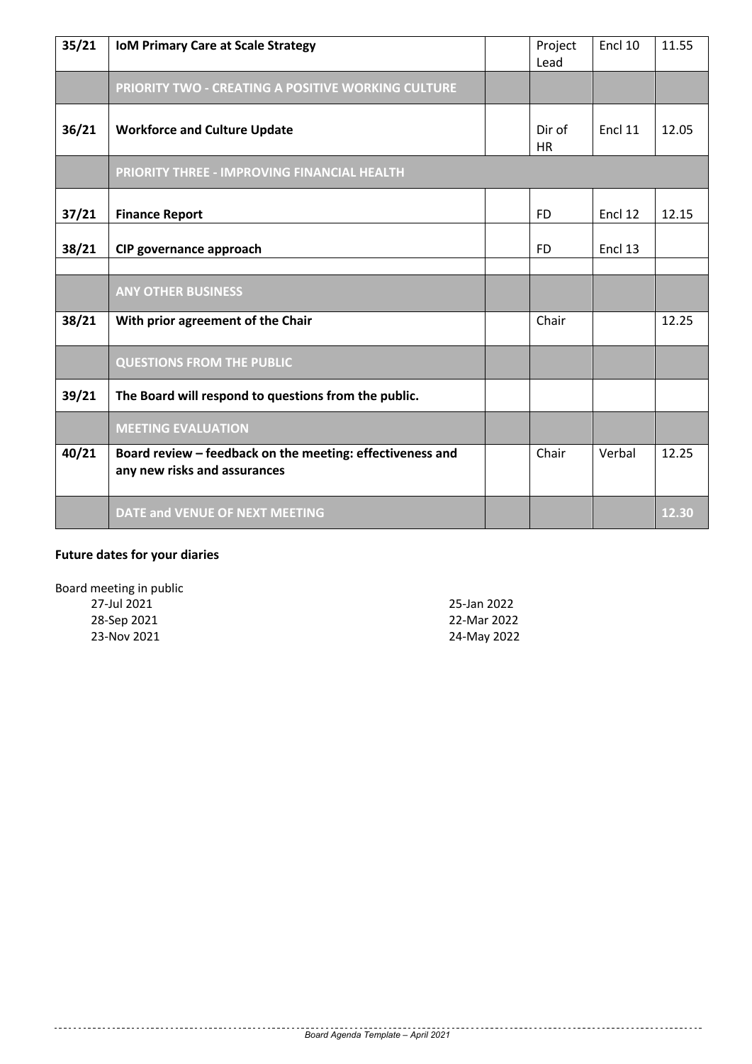| | | | | | |
|---|---|---|---|---|---|
| **35/21** | **IoM Primary Care at Scale Strategy** | | Project Lead | Encl 10 | 11.55 |
| | **PRIORITY TWO - CREATING A POSITIVE WORKING CULTURE** | | | | |
| **36/21** | **Workforce and Culture Update** | | Dir of HR | Encl 11 | 12.05 |
| | **PRIORITY THREE - IMPROVING FINANCIAL HEALTH** | | | | |
| **37/21** | **Finance Report** | | FD | Encl 12 | 12.15 |
| **38/21** | **CIP governance approach** | | FD | Encl 13 | |
| | | | | | |
| | **ANY OTHER BUSINESS** | | | | |
| **38/21** | **With prior agreement of the Chair** | | Chair | | 12.25 |
| | **QUESTIONS FROM THE PUBLIC** | | | | |
| **39/21** | **The Board will respond to questions from the public.** | | | | |
| | **MEETING EVALUATION** | | | | |
| **40/21** | **Board review – feedback on the meeting: effectiveness and any new risks and assurances** | | Chair | Verbal | 12.25 |
| | **DATE and VENUE OF NEXT MEETING** | | | | **12.30** |

**Future dates for your diaries**

Board meeting in public

| | |
|---|---|
| 27-Jul 2021 | 25-Jan 2022 |
| 28-Sep 2021 | 22-Mar 2022 |
| 23-Nov 2021 | 24-May 2022 |